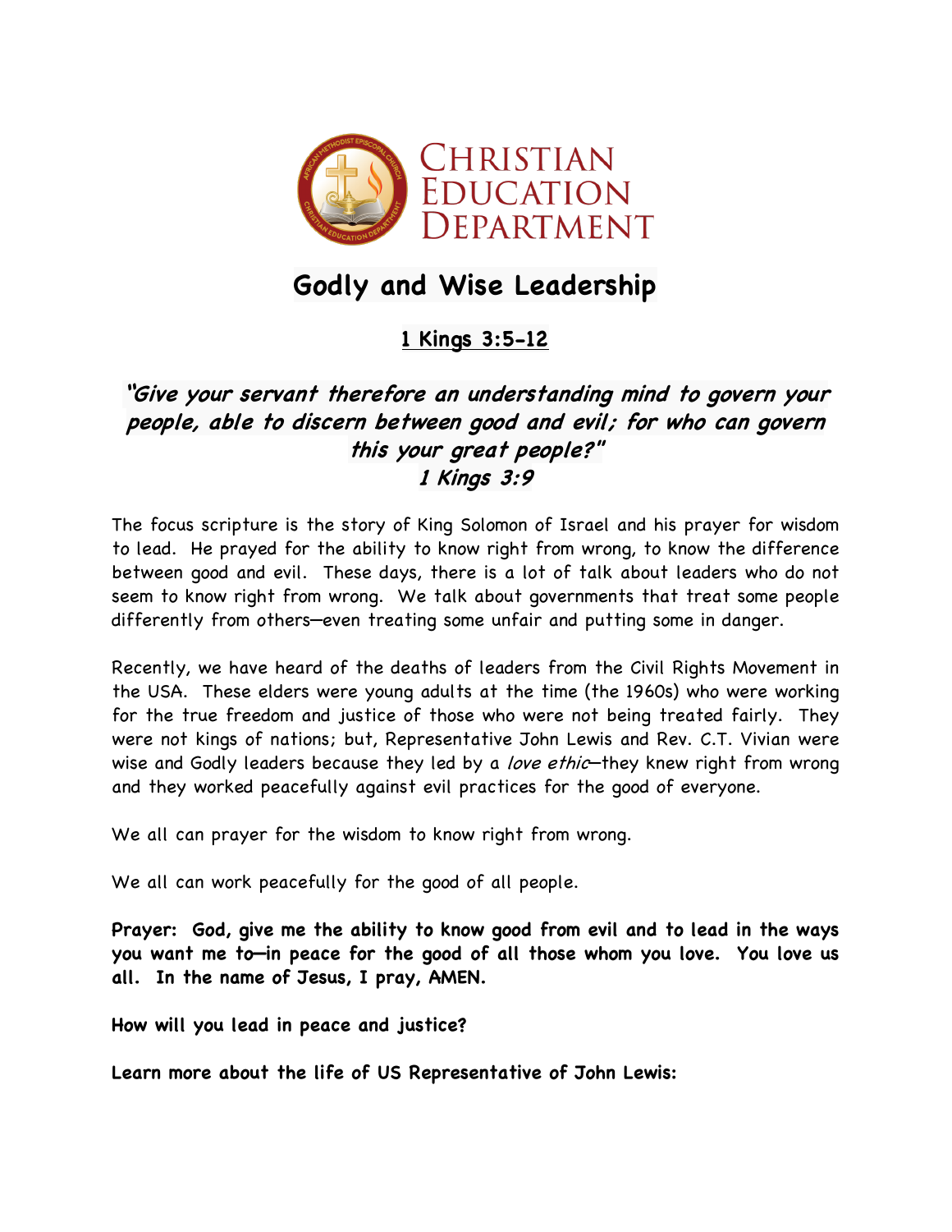CHRISTIAN EDUCATION DEPARTMENT

# Godly and Wise Leadership

**1 Kings 3:5-12**

***"Give your servant therefore an understanding mind to govern your people, able to discern between good and evil; for who can govern this your great people?"***
***1 Kings 3:9***

The focus scripture is the story of King Solomon of Israel and his prayer for wisdom to lead. He prayed for the ability to know right from wrong, to know the difference between good and evil. These days, there is a lot of talk about leaders who do not seem to know right from wrong. We talk about governments that treat some people differently from others—even treating some unfair and putting some in danger.

Recently, we have heard of the deaths of leaders from the Civil Rights Movement in the USA. These elders were young adults at the time (the 1960s) who were working for the true freedom and justice of those who were not being treated fairly. They were not kings of nations; but, Representative John Lewis and Rev. C.T. Vivian were wise and Godly leaders because they led by a *love ethic*—they knew right from wrong and they worked peacefully against evil practices for the good of everyone.

We all can prayer for the wisdom to know right from wrong.

We all can work peacefully for the good of all people.

**Prayer: God, give me the ability to know good from evil and to lead in the ways you want me to—in peace for the good of all those whom you love. You love us all. In the name of Jesus, I pray, AMEN.**

**How will you lead in peace and justice?**

**Learn more about the life of US Representative of John Lewis:**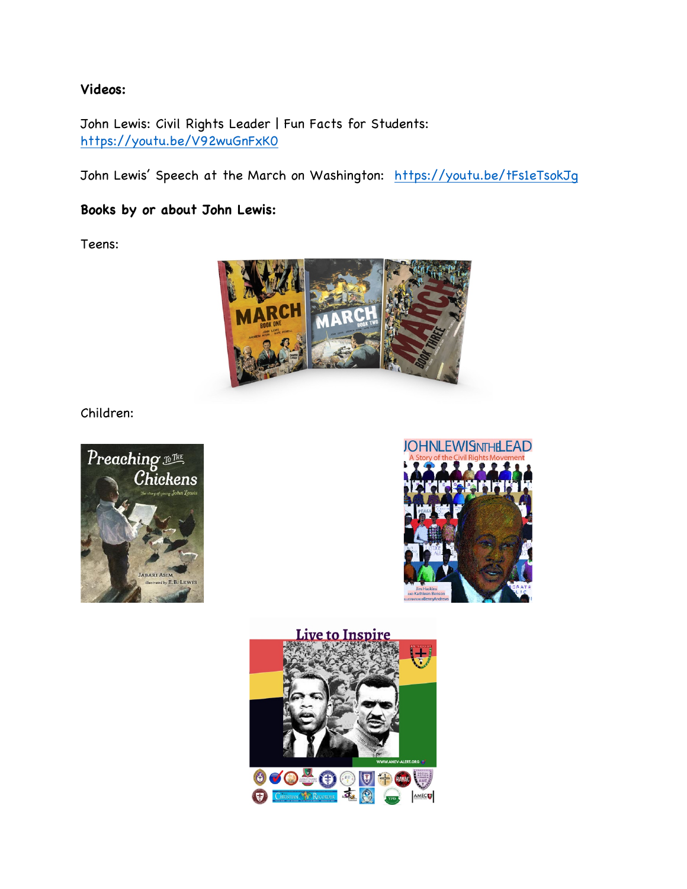**Videos:**

John Lewis: Civil Rights Leader | Fun Facts for Students: https://youtu.be/V92wuGnFxK0

John Lewis' Speech at the March on Washington: https://youtu.be/tFs1eTsokJg

**Books by or about John Lewis:**

Teens:

Children: